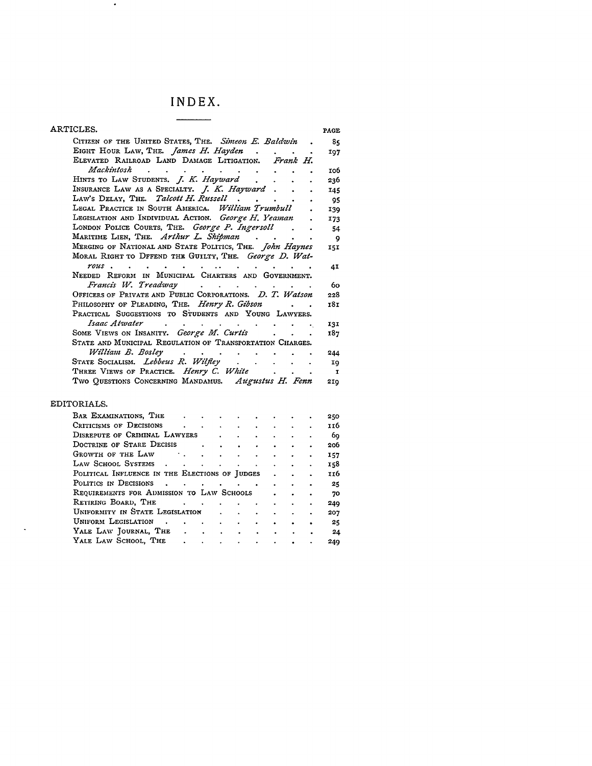# INDEX.

## ARTICLES.

| | PAGE |
|---|---|
| CITIZEN OF THE UNITED STATES, THE. *Simeon E. Baldwin* | 85 |
| EIGHT HOUR LAW, THE. *James H. Hayden* | 197 |
| ELEVATED RAILROAD LAND DAMAGE LITIGATION. *Frank H. Mackintosh* | 106 |
| HINTS TO LAW STUDENTS. *J. K. Hayward* | 236 |
| INSURANCE LAW AS A SPECIALTY. *J. K. Hayward* | 145 |
| LAW'S DELAY, THE. *Talcott H. Russell* | 95 |
| LEGAL PRACTICE IN SOUTH AMERICA. *William Trumbull* | 139 |
| LEGISLATION AND INDIVIDUAL ACTION. *George H. Yeaman* | 173 |
| LONDON POLICE COURTS, THE. *George P. Ingersoll* | 54 |
| MARITIME LIEN, THE. *Arthur L. Shipman* | 9 |
| MERGING OF NATIONAL AND STATE POLITICS, THE. *John Haynes* | 151 |
| MORAL RIGHT TO DFFEND THE GUILTY, THE. *George D. Watrous* | 41 |
| NEEDED REFORM IN MUNICIPAL CHARTERS AND GOVERNMENT. *Francis W. Treadway* | 60 |
| OFFICERS OF PRIVATE AND PUBLIC CORPORATIONS. *D. T. Watson* | 228 |
| PHILOSOPHY OF PLEADING, THE. *Henry R. Gibson* | 181 |
| PRACTICAL SUGGESTIONS TO STUDENTS AND YOUNG LAWYERS. *Isaac Atwater* | 131 |
| SOME VIEWS ON INSANITY. *George M. Curtis* | 187 |
| STATE AND MUNICIPAL REGULATION OF TRANSPORTATION CHARGES. *William B. Bosley* | 244 |
| STATE SOCIALISM. *Lebbeus R. Wilfley* | 19 |
| THREE VIEWS OF PRACTICE. *Henry C. White* | 1 |
| TWO QUESTIONS CONCERNING MANDAMUS. *Augustus H. Fenn* | 219 |

## EDITORIALS.

| | |
|---|---|
| BAR EXAMINATIONS, THE | 250 |
| CRITICISMS OF DECISIONS | 116 |
| DISREPUTE OF CRIMINAL LAWYERS | 69 |
| DOCTRINE OF STARE DECISIS | 206 |
| GROWTH OF THE LAW | 157 |
| LAW SCHOOL SYSTEMS | 158 |
| POLITICAL INFLUENCE IN THE ELECTIONS OF JUDGES | 116 |
| POLITICS IN DECISIONS | 25 |
| REQUIREMENTS FOR ADMISSION TO LAW SCHOOLS | 70 |
| RETIRING BOARD, THE | 249 |
| UNIFORMITY IN STATE LEGISLATION | 207 |
| UNIFORM LEGISLATION | 25 |
| YALE LAW JOURNAL, THE | 24 |
| YALE LAW SCHOOL, THE | 249 |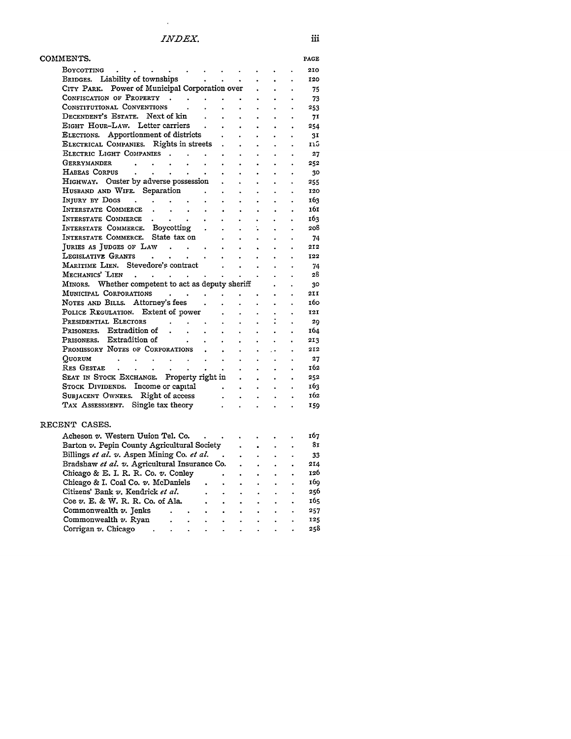## COMMENTS.

| | PAGE |
|---|---|
| BOYCOTTING | 210 |
| BRIDGES. Liability of townships | 120 |
| CITY PARK. Power of Municipal Corporation over | 75 |
| CONFISCATION OF PROPERTY | 73 |
| CONSTITUTIONAL CONVENTIONS | 253 |
| DECENDENT'S ESTATE. Next of kin | 71 |
| EIGHT HOUR-LAW. Letter carriers | 254 |
| ELECTIONS. Apportionment of districts | 31 |
| ELECTRICAL COMPANIES. Rights in streets | 118 |
| ELECTRIC LIGHT COMPANIES | 27 |
| GERRYMANDER | 252 |
| HABEAS CORPUS | 30 |
| HIGHWAY. Ouster by adverse possession | 255 |
| HUSBAND AND WIFE. Separation | 120 |
| INJURY BY DOGS | 163 |
| INTERSTATE COMMERCE | 161 |
| INTERSTATE COMMERCE | 163 |
| INTERSTATE COMMERCE. Boycotting | 208 |
| INTERSTATE COMMERCE. State tax on | 74 |
| JURIES AS JUDGES OF LAW | 212 |
| LEGISLATIVE GRANTS | 122 |
| MARITIME LIEN. Stevedore's contract | 74 |
| MECHANICS' LIEN | 28 |
| MINORS. Whether competent to act as deputy sheriff | 30 |
| MUNICIPAL CORPORATIONS | 211 |
| NOTES AND BILLS. Attorney's fees | 160 |
| POLICE REGULATION. Extent of power | 121 |
| PRESIDENTIAL ELECTORS | 29 |
| PRISONERS. Extradition of | 164 |
| PRISONERS. Extradition of | 213 |
| PROMISSORY NOTES OF CORPORATIONS | 212 |
| QUORUM | 27 |
| RES GESTAE | 162 |
| SEAT IN STOCK EXCHANGE. Property right in | 252 |
| STOCK DIVIDENDS. Income or capital | 163 |
| SUBJACENT OWNERS. Right of access | 162 |
| TAX ASSESSMENT. Single tax theory | 159 |

## RECENT CASES.

| | |
|---|---|
| Acheson *v.* Western Uuion Tel. Co. | 167 |
| Barton *v.* Pepin County Agricultural Society | 81 |
| Billings *et al.* *v.* Aspen Mining Co. *et al.* | 33 |
| Bradshaw *et al.* *v.* Agricultural Insurance Co. | 214 |
| Chicago & E. I. R. R. Co. *v.* Conley | 126 |
| Chicago & I. Coal Co. *v.* McDaniels | 169 |
| Citizens' Bank *v.* Kendrick *et al.* | 256 |
| Coe *v.* E. & W. R. R. Co. of Ala. | 165 |
| Commonwealth *v.* Jenks | 257 |
| Commonwealth *v.* Ryan | 125 |
| Corrigan *v.* Chicago | 258 |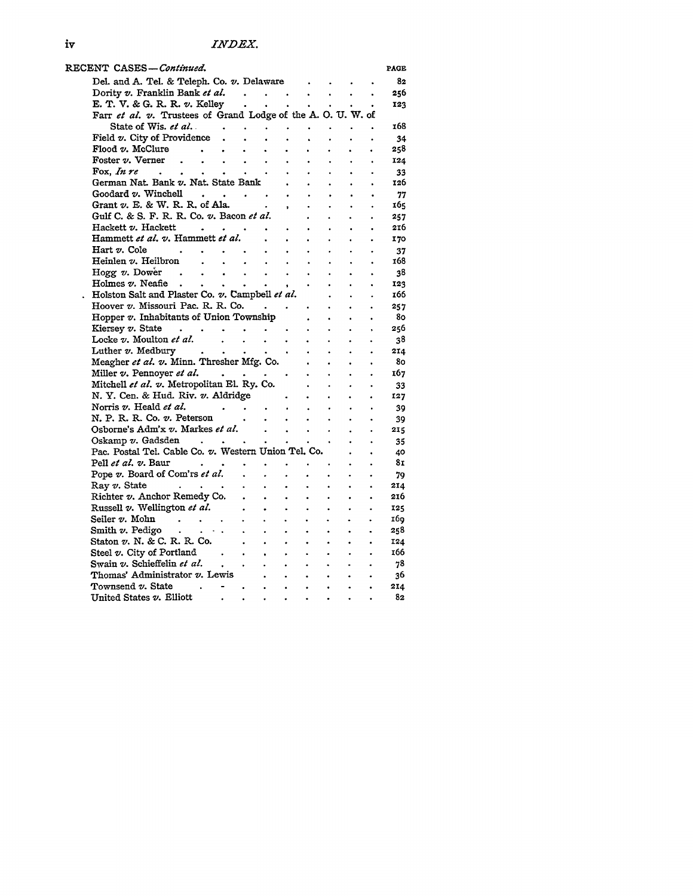RECENT CASES—*Continued.*

| | PAGE |
|---|---|
| Del. and A. Tel. & Teleph. Co. *v.* Delaware | 82 |
| Dority *v.* Franklin Bank *et al.* | 256 |
| E. T. V. & G. R. R. *v.* Kelley | 123 |
| Farr *et al. v.* Trustees of Grand Lodge of the A. O. U. W. of State of Wis. *et al.* | 168 |
| Field *v.* City of Providence | 34 |
| Flood *v.* McClure | 258 |
| Foster *v.* Verner | 124 |
| Fox, *In re* | 33 |
| German Nat. Bank *v.* Nat. State Bank | 126 |
| Goodard *v.* Winchell | 77 |
| Grant *v.* E. & W. R. R. of Ala. | 165 |
| Gulf C. & S. F. R. R. Co. *v.* Bacon *et al.* | 257 |
| Hackett *v.* Hackett | 216 |
| Hammett *et al. v.* Hammett *et al.* | 170 |
| Hart *v.* Cole | 37 |
| Heinlen *v.* Heilbron | 168 |
| Hogg *v.* Dower | 38 |
| Holmes *v.* Neafie | 123 |
| Holston Salt and Plaster Co. *v.* Campbell *et al.* | 166 |
| Hoover *v.* Missouri Pac. R. R. Co. | 257 |
| Hopper *v.* Inhabitants of Union Township | 80 |
| Kiersey *v.* State | 256 |
| Locke *v.* Moulton *et al.* | 38 |
| Luther *v.* Medbury | 214 |
| Meagher *et al. v.* Minn. Thresher Mfg. Co. | 80 |
| Miller *v.* Pennoyer *et al.* | 167 |
| Mitchell *et al. v.* Metropolitan El. Ry. Co. | 33 |
| N. Y. Cen. & Hud. Riv. *v.* Aldridge | 127 |
| Norris *v.* Heald *et al.* | 39 |
| N. P. R. R. Co. *v.* Peterson | 39 |
| Osborne's Adm'x *v.* Markes *et al.* | 215 |
| Oskamp *v.* Gadsden | 35 |
| Pac. Postal Tel. Cable Co. *v.* Western Union Tel. Co. | 40 |
| Pell *et al. v.* Baur | 81 |
| Pope *v.* Board of Com'rs *et al.* | 79 |
| Ray *v.* State | 214 |
| Richter *v.* Anchor Remedy Co. | 216 |
| Russell *v.* Wellington *et al.* | 125 |
| Seiler *v.* Mohn | 169 |
| Smith *v.* Pedigo | 258 |
| Staton *v.* N. & C. R. R. Co. | 124 |
| Steel *v.* City of Portland | 166 |
| Swain *v.* Schieffelin *et al.* | 78 |
| Thomas' Administrator *v.* Lewis | 36 |
| Townsend *v.* State | 214 |
| United States *v.* Elliott | 82 |